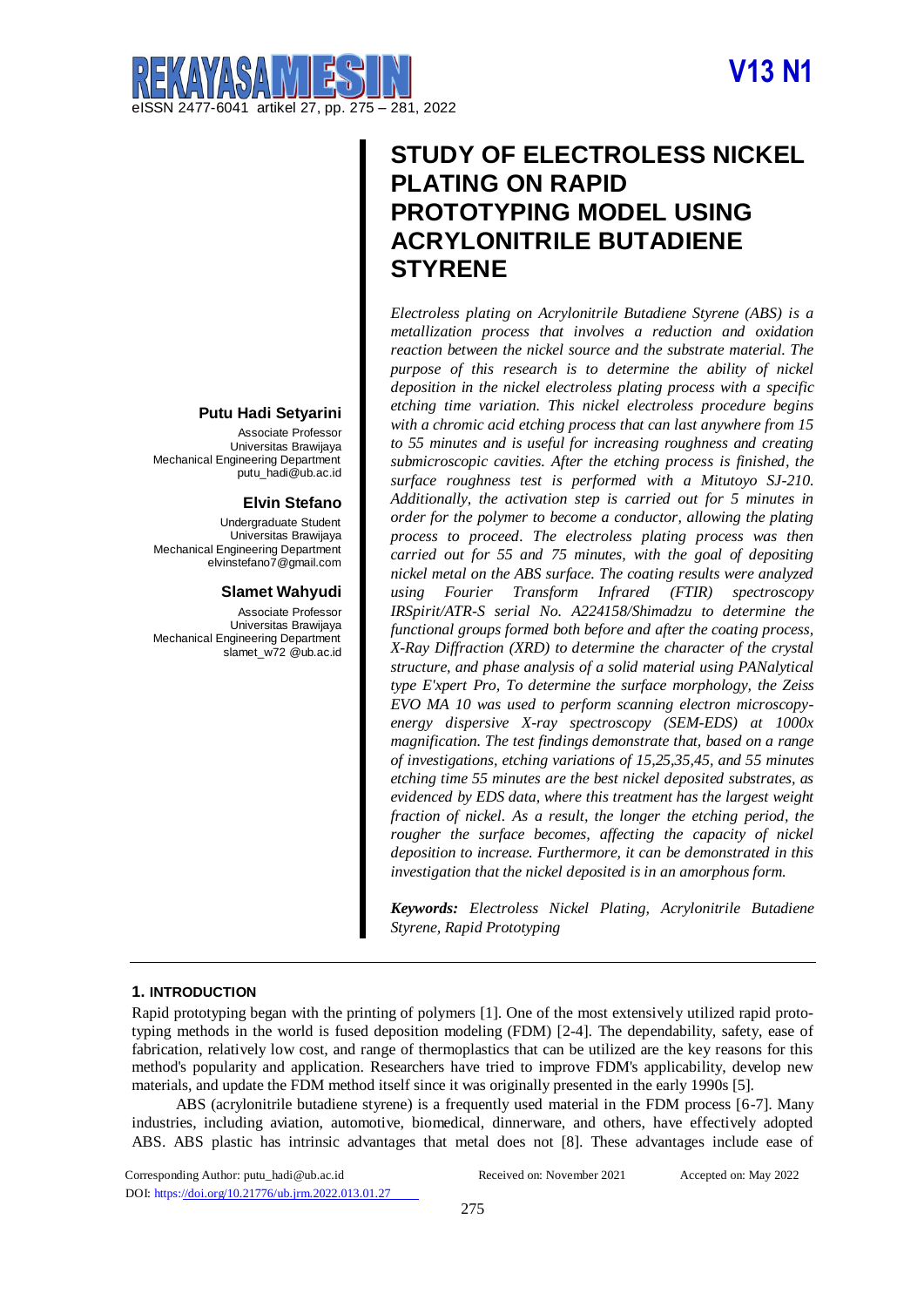# STUDY OF ELECTROLESS NICKEL PLATING ON RAPID PROTOTYPING MODEL USING ACRYLONITRILE BUTADIENE STYRENE

**Putu Hadi Setyarini**
Associate Professor
Universitas Brawijaya
Mechanical Engineering Department
putu_hadi@ub.ac.id

**Elvin Stefano**
Undergraduate Student
Universitas Brawijaya
Mechanical Engineering Department
elvinstefano7@gmail.com

**Slamet Wahyudi**
Associate Professor
Universitas Brawijaya
Mechanical Engineering Department
slamet_w72 @ub.ac.id

*Electroless plating on Acrylonitrile Butadiene Styrene (ABS) is a metallization process that involves a reduction and oxidation reaction between the nickel source and the substrate material. The purpose of this research is to determine the ability of nickel deposition in the nickel electroless plating process with a specific etching time variation. This nickel electroless procedure begins with a chromic acid etching process that can last anywhere from 15 to 55 minutes and is useful for increasing roughness and creating submicroscopic cavities. After the etching process is finished, the surface roughness test is performed with a Mitutoyo SJ-210. Additionally, the activation step is carried out for 5 minutes in order for the polymer to become a conductor, allowing the plating process to proceed. The electroless plating process was then carried out for 55 and 75 minutes, with the goal of depositing nickel metal on the ABS surface. The coating results were analyzed using Fourier Transform Infrared (FTIR) spectroscopy IRSpirit/ATR-S serial No. A224158/Shimadzu to determine the functional groups formed both before and after the coating process, X-Ray Diffraction (XRD) to determine the character of the crystal structure, and phase analysis of a solid material using PANalytical type E'xpert Pro, To determine the surface morphology, the Zeiss EVO MA 10 was used to perform scanning electron microscopy-energy dispersive X-ray spectroscopy (SEM-EDS) at 1000x magnification. The test findings demonstrate that, based on a range of investigations, etching variations of 15,25,35,45, and 55 minutes etching time 55 minutes are the best nickel deposited substrates, as evidenced by EDS data, where this treatment has the largest weight fraction of nickel. As a result, the longer the etching period, the rougher the surface becomes, affecting the capacity of nickel deposition to increase. Furthermore, it can be demonstrated in this investigation that the nickel deposited is in an amorphous form.*

***Keywords:*** *Electroless Nickel Plating, Acrylonitrile Butadiene Styrene, Rapid Prototyping*

## 1. INTRODUCTION

Rapid prototyping began with the printing of polymers [1]. One of the most extensively utilized rapid prototyping methods in the world is fused deposition modeling (FDM) [2-4]. The dependability, safety, ease of fabrication, relatively low cost, and range of thermoplastics that can be utilized are the key reasons for this method's popularity and application. Researchers have tried to improve FDM's applicability, develop new materials, and update the FDM method itself since it was originally presented in the early 1990s [5].

ABS (acrylonitrile butadiene styrene) is a frequently used material in the FDM process [6-7]. Many industries, including aviation, automotive, biomedical, dinnerware, and others, have effectively adopted ABS. ABS plastic has intrinsic advantages that metal does not [8]. These advantages include ease of

Corresponding Author: putu_hadi@ub.ac.id
DOI: https://doi.org/10.21776/ub.jrm.2022.013.01.27

Received on: November 2021
Accepted on: May 2022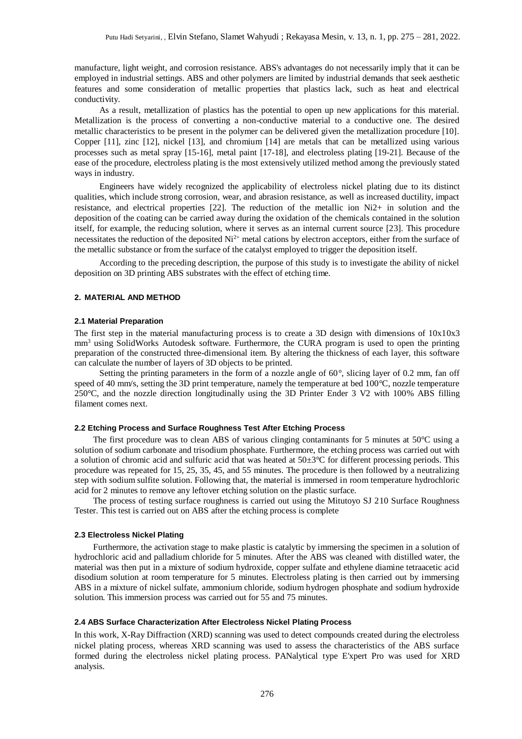manufacture, light weight, and corrosion resistance. ABS's advantages do not necessarily imply that it can be employed in industrial settings. ABS and other polymers are limited by industrial demands that seek aesthetic features and some consideration of metallic properties that plastics lack, such as heat and electrical conductivity.

As a result, metallization of plastics has the potential to open up new applications for this material. Metallization is the process of converting a non-conductive material to a conductive one. The desired metallic characteristics to be present in the polymer can be delivered given the metallization procedure [10]. Copper [11], zinc [12], nickel [13], and chromium [14] are metals that can be metallized using various processes such as metal spray [15-16], metal paint [17-18], and electroless plating [19-21]. Because of the ease of the procedure, electroless plating is the most extensively utilized method among the previously stated ways in industry.

Engineers have widely recognized the applicability of electroless nickel plating due to its distinct qualities, which include strong corrosion, wear, and abrasion resistance, as well as increased ductility, impact resistance, and electrical properties [22]. The reduction of the metallic ion Ni2+ in solution and the deposition of the coating can be carried away during the oxidation of the chemicals contained in the solution itself, for example, the reducing solution, where it serves as an internal current source [23]. This procedure necessitates the reduction of the deposited $Ni^{2+}$ metal cations by electron acceptors, either from the surface of the metallic substance or from the surface of the catalyst employed to trigger the deposition itself.

According to the preceding description, the purpose of this study is to investigate the ability of nickel deposition on 3D printing ABS substrates with the effect of etching time.

## 2. MATERIAL AND METHOD

### 2.1 Material Preparation

The first step in the material manufacturing process is to create a 3D design with dimensions of 10x10x3 $mm^3$ using SolidWorks Autodesk software. Furthermore, the CURA program is used to open the printing preparation of the constructed three-dimensional item. By altering the thickness of each layer, this software can calculate the number of layers of 3D objects to be printed.

Setting the printing parameters in the form of a nozzle angle of 60°, slicing layer of 0.2 mm, fan off speed of 40 mm/s, setting the 3D print temperature, namely the temperature at bed 100°C, nozzle temperature 250°C, and the nozzle direction longitudinally using the 3D Printer Ender 3 V2 with 100% ABS filling filament comes next.

### 2.2 Etching Process and Surface Roughness Test After Etching Process

The first procedure was to clean ABS of various clinging contaminants for 5 minutes at 50°C using a solution of sodium carbonate and trisodium phosphate. Furthermore, the etching process was carried out with a solution of chromic acid and sulfuric acid that was heated at 50±3°C for different processing periods. This procedure was repeated for 15, 25, 35, 45, and 55 minutes. The procedure is then followed by a neutralizing step with sodium sulfite solution. Following that, the material is immersed in room temperature hydrochloric acid for 2 minutes to remove any leftover etching solution on the plastic surface.

The process of testing surface roughness is carried out using the Mitutoyo SJ 210 Surface Roughness Tester. This test is carried out on ABS after the etching process is complete

### 2.3 Electroless Nickel Plating

Furthermore, the activation stage to make plastic is catalytic by immersing the specimen in a solution of hydrochloric acid and palladium chloride for 5 minutes. After the ABS was cleaned with distilled water, the material was then put in a mixture of sodium hydroxide, copper sulfate and ethylene diamine tetraacetic acid disodium solution at room temperature for 5 minutes. Electroless plating is then carried out by immersing ABS in a mixture of nickel sulfate, ammonium chloride, sodium hydrogen phosphate and sodium hydroxide solution. This immersion process was carried out for 55 and 75 minutes.

### 2.4 ABS Surface Characterization After Electroless Nickel Plating Process

In this work, X-Ray Diffraction (XRD) scanning was used to detect compounds created during the electroless nickel plating process, whereas XRD scanning was used to assess the characteristics of the ABS surface formed during the electroless nickel plating process. PANalytical type E'xpert Pro was used for XRD analysis.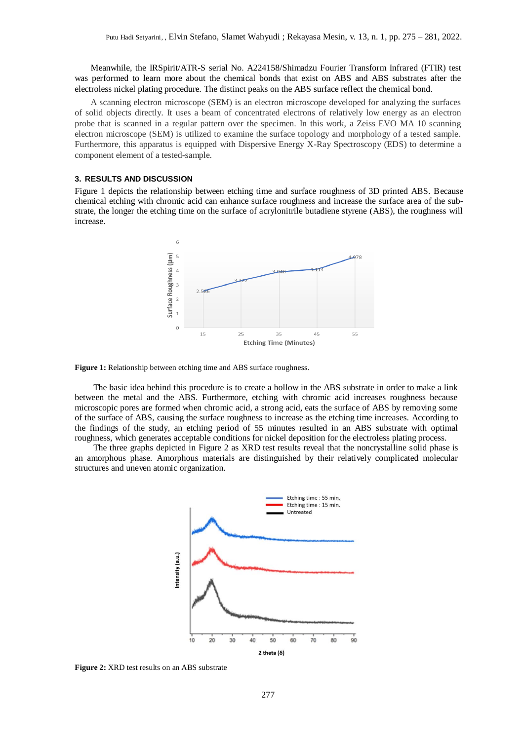Meanwhile, the IRSpirit/ATR-S serial No. A224158/Shimadzu Fourier Transform Infrared (FTIR) test was performed to learn more about the chemical bonds that exist on ABS and ABS substrates after the electroless nickel plating procedure. The distinct peaks on the ABS surface reflect the chemical bond.

A scanning electron microscope (SEM) is an electron microscope developed for analyzing the surfaces of solid objects directly. It uses a beam of concentrated electrons of relatively low energy as an electron probe that is scanned in a regular pattern over the specimen. In this work, a Zeiss EVO MA 10 scanning electron microscope (SEM) is utilized to examine the surface topology and morphology of a tested sample. Furthermore, this apparatus is equipped with Dispersive Energy X-Ray Spectroscopy (EDS) to determine a component element of a tested-sample.

## 3. RESULTS AND DISCUSSION

Figure 1 depicts the relationship between etching time and surface roughness of 3D printed ABS. Because chemical etching with chromic acid can enhance surface roughness and increase the surface area of the substrate, the longer the etching time on the surface of acrylonitrile butadiene styrene (ABS), the roughness will increase.

**Figure 1:** Relationship between etching time and ABS surface roughness.

The basic idea behind this procedure is to create a hollow in the ABS substrate in order to make a link between the metal and the ABS. Furthermore, etching with chromic acid increases roughness because microscopic pores are formed when chromic acid, a strong acid, eats the surface of ABS by removing some of the surface of ABS, causing the surface roughness to increase as the etching time increases. According to the findings of the study, an etching period of 55 minutes resulted in an ABS substrate with optimal roughness, which generates acceptable conditions for nickel deposition for the electroless plating process.

The three graphs depicted in Figure 2 as XRD test results reveal that the noncrystalline solid phase is an amorphous phase. Amorphous materials are distinguished by their relatively complicated molecular structures and uneven atomic organization.

**Figure 2:** XRD test results on an ABS substrate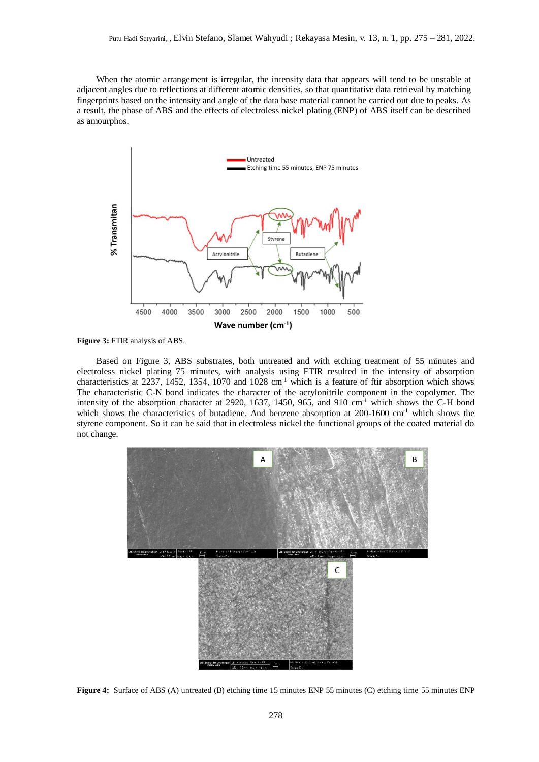When the atomic arrangement is irregular, the intensity data that appears will tend to be unstable at adjacent angles due to reflections at different atomic densities, so that quantitative data retrieval by matching fingerprints based on the intensity and angle of the data base material cannot be carried out due to peaks. As a result, the phase of ABS and the effects of electroless nickel plating (ENP) of ABS itself can be described as amourphos.

**Figure 3:** FTIR analysis of ABS.

Based on Figure 3, ABS substrates, both untreated and with etching treatment of 55 minutes and electroless nickel plating 75 minutes, with analysis using FTIR resulted in the intensity of absorption characteristics at 2237, 1452, 1354, 1070 and 1028 cm$^{-1}$ which is a feature of ftir absorption which shows The characteristic C-N bond indicates the character of the acrylonitrile component in the copolymer. The intensity of the absorption character at 2920, 1637, 1450, 965, and 910 cm$^{-1}$ which shows the C-H bond which shows the characteristics of butadiene. And benzene absorption at 200-1600 cm$^{-1}$ which shows the styrene component. So it can be said that in electroless nickel the functional groups of the coated material do not change.

**Figure 4:** Surface of ABS (A) untreated (B) etching time 15 minutes ENP 55 minutes (C) etching time 55 minutes ENP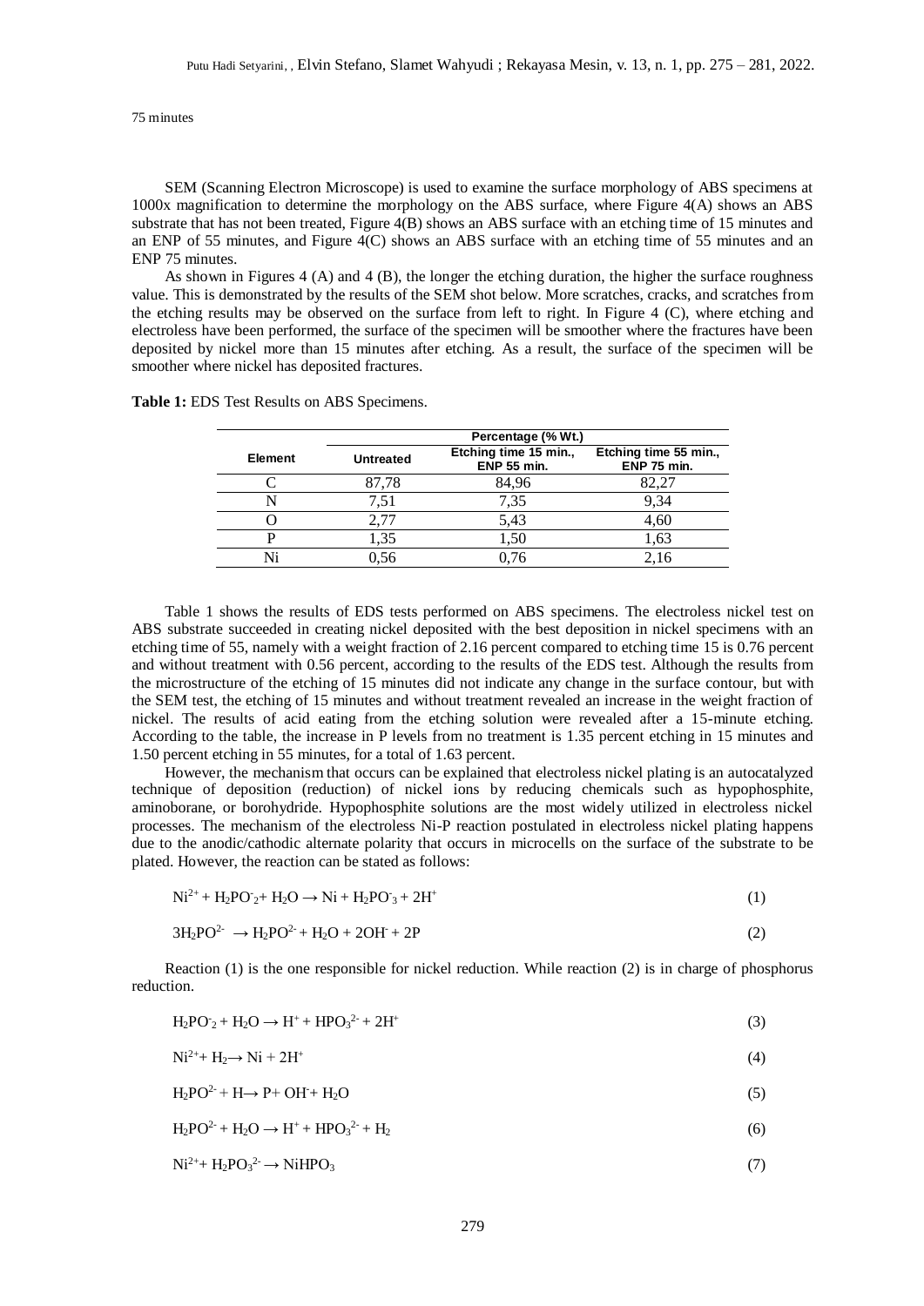75 minutes

SEM (Scanning Electron Microscope) is used to examine the surface morphology of ABS specimens at 1000x magnification to determine the morphology on the ABS surface, where Figure 4(A) shows an ABS substrate that has not been treated, Figure 4(B) shows an ABS surface with an etching time of 15 minutes and an ENP of 55 minutes, and Figure 4(C) shows an ABS surface with an etching time of 55 minutes and an ENP 75 minutes.

As shown in Figures 4 (A) and 4 (B), the longer the etching duration, the higher the surface roughness value. This is demonstrated by the results of the SEM shot below. More scratches, cracks, and scratches from the etching results may be observed on the surface from left to right. In Figure 4 (C), where etching and electroless have been performed, the surface of the specimen will be smoother where the fractures have been deposited by nickel more than 15 minutes after etching. As a result, the surface of the specimen will be smoother where nickel has deposited fractures.

**Table 1:** EDS Test Results on ABS Specimens.

| Element | Percentage (% Wt.) | | |
|---|---|---|---|
| | **Untreated** | **Etching time 15 min., ENP 55 min.** | **Etching time 55 min., ENP 75 min.** |
| C | 87,78 | 84,96 | 82,27 |
| N | 7,51 | 7,35 | 9,34 |
| O | 2,77 | 5,43 | 4,60 |
| P | 1,35 | 1,50 | 1,63 |
| Ni | 0,56 | 0,76 | 2,16 |

Table 1 shows the results of EDS tests performed on ABS specimens. The electroless nickel test on ABS substrate succeeded in creating nickel deposited with the best deposition in nickel specimens with an etching time of 55, namely with a weight fraction of 2.16 percent compared to etching time 15 is 0.76 percent and without treatment with 0.56 percent, according to the results of the EDS test. Although the results from the microstructure of the etching of 15 minutes did not indicate any change in the surface contour, but with the SEM test, the etching of 15 minutes and without treatment revealed an increase in the weight fraction of nickel. The results of acid eating from the etching solution were revealed after a 15-minute etching. According to the table, the increase in P levels from no treatment is 1.35 percent etching in 15 minutes and 1.50 percent etching in 55 minutes, for a total of 1.63 percent.

However, the mechanism that occurs can be explained that electroless nickel plating is an autocatalyzed technique of deposition (reduction) of nickel ions by reducing chemicals such as hypophosphite, aminoborane, or borohydride. Hypophosphite solutions are the most widely utilized in electroless nickel processes. The mechanism of the electroless Ni-P reaction postulated in electroless nickel plating happens due to the anodic/cathodic alternate polarity that occurs in microcells on the surface of the substrate to be plated. However, the reaction can be stated as follows:

$$Ni^{2+} + H_2PO^-_2 + H_2O \rightarrow Ni + H_2PO^-_3 + 2H^+ \tag{1}$$

$$3H_2PO^{2-} \rightarrow H_2PO^{2-} + H_2O + 2OH^- + 2P \tag{2}$$

Reaction (1) is the one responsible for nickel reduction. While reaction (2) is in charge of phosphorus reduction.

$$H_2PO^-_2 + H_2O \rightarrow H^+ + HPO_3^{2-} + 2H^+ \tag{3}$$

$$Ni^{2+} + H_2 \rightarrow Ni + 2H^+ \tag{4}$$

$$H_2PO^{2-} + H \rightarrow P + OH^- + H_2O \tag{5}$$

$$H_2PO^{2-} + H_2O \rightarrow H^+ + HPO_3^{2-} + H_2 \tag{6}$$

$$Ni^{2+} + H_2PO_3^{2-} \rightarrow NiHPO_3 \tag{7}$$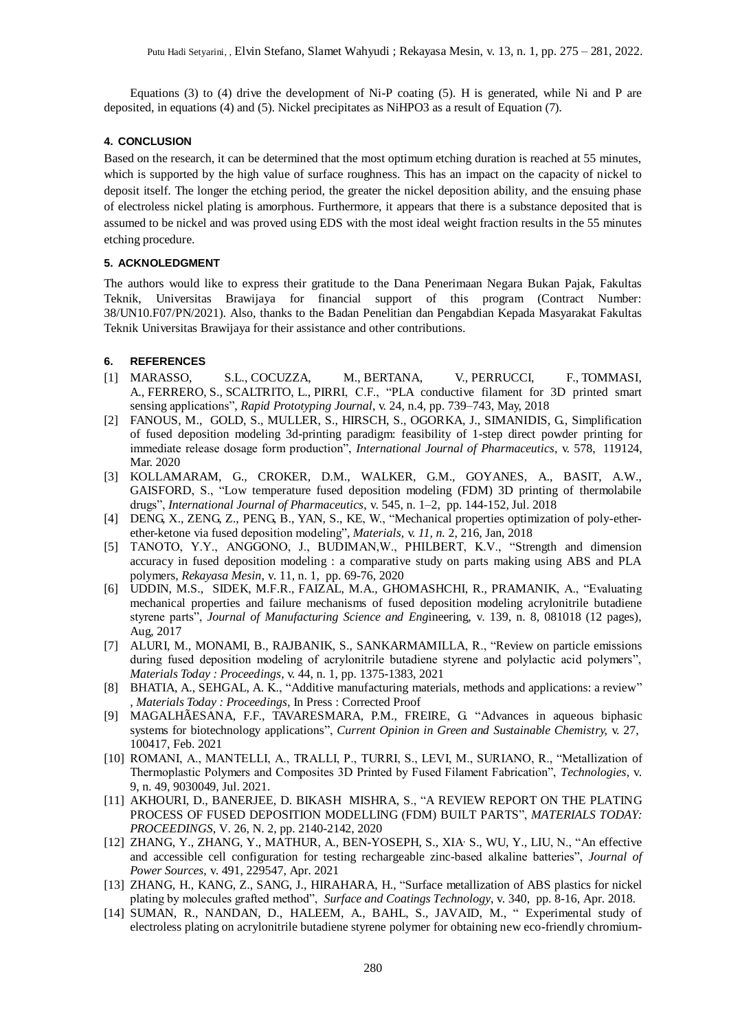Equations (3) to (4) drive the development of Ni-P coating (5). H is generated, while Ni and P are deposited, in equations (4) and (5). Nickel precipitates as NiHPO3 as a result of Equation (7).

## 4. CONCLUSION

Based on the research, it can be determined that the most optimum etching duration is reached at 55 minutes, which is supported by the high value of surface roughness. This has an impact on the capacity of nickel to deposit itself. The longer the etching period, the greater the nickel deposition ability, and the ensuing phase of electroless nickel plating is amorphous. Furthermore, it appears that there is a substance deposited that is assumed to be nickel and was proved using EDS with the most ideal weight fraction results in the 55 minutes etching procedure.

## 5. ACKNOLEDGMENT

The authors would like to express their gratitude to the Dana Penerimaan Negara Bukan Pajak, Fakultas Teknik, Universitas Brawijaya for financial support of this program (Contract Number: 38/UN10.F07/PN/2021). Also, thanks to the Badan Penelitian dan Pengabdian Kepada Masyarakat Fakultas Teknik Universitas Brawijaya for their assistance and other contributions.

## 6. REFERENCES

[1] MARASSO, S.L., COCUZZA, M., BERTANA, V., PERRUCCI, F., TOMMASI, A., FERRERO, S., SCALTRITO, L., PIRRI, C.F., "PLA conductive filament for 3D printed smart sensing applications", *Rapid Prototyping Journal*, v. 24, n.4, pp. 739–743, May, 2018

[2] FANOUS, M., GOLD, S., MULLER, S., HIRSCH, S., OGORKA, J., SIMANIDIS, G., Simplification of fused deposition modeling 3d-printing paradigm: feasibility of 1-step direct powder printing for immediate release dosage form production", *International Journal of Pharmaceutics*, v. 578, 119124, Mar. 2020

[3] KOLLAMARAM, G., CROKER, D.M., WALKER, G.M., GOYANES, A., BASIT, A.W., GAISFORD, S., "Low temperature fused deposition modeling (FDM) 3D printing of thermolabile drugs", *International Journal of Pharmaceutics*, v. 545, n. 1–2, pp. 144-152, Jul. 2018

[4] DENG, X., ZENG, Z., PENG, B., YAN, S., KE, W., "Mechanical properties optimization of poly-ether-ether-ketone via fused deposition modeling", *Materials*, v. *11, n.* 2, 216, Jan, 2018

[5] TANOTO, Y.Y., ANGGONO, J., BUDIMAN,W., PHILBERT, K.V., "Strength and dimension accuracy in fused deposition modeling : a comparative study on parts making using ABS and PLA polymers, *Rekayasa Mesin*, v. 11, n. 1, pp. 69-76, 2020

[6] UDDIN, M.S., SIDEK, M.F.R., FAIZAL, M.A., GHOMASHCHI, R., PRAMANIK, A., "Evaluating mechanical properties and failure mechanisms of fused deposition modeling acrylonitrile butadiene styrene parts", *Journal of Manufacturing Science and Eng*ineering, v. 139, n. 8, 081018 (12 pages), Aug, 2017

[7] ALURI, M., MONAMI, B., RAJBANIK, S., SANKARMAMILLA, R., "Review on particle emissions during fused deposition modeling of acrylonitrile butadiene styrene and polylactic acid polymers", *Materials Today : Proceedings*, v. 44, n. 1, pp. 1375-1383, 2021

[8] BHATIA, A., SEHGAL, A. K., "Additive manufacturing materials, methods and applications: a review" , *Materials Today : Proceedings,* In Press : Corrected Proof

[9] MAGALHÃESANA, F.F., TAVARESMARA, P.M., FREIRE, G. "Advances in aqueous biphasic systems for biotechnology applications", *Current Opinion in Green and Sustainable Chemistry,* v. 27, 100417, Feb. 2021

[10] ROMANI, A., MANTELLI, A., TRALLI, P., TURRI, S., LEVI, M., SURIANO, R., "Metallization of Thermoplastic Polymers and Composites 3D Printed by Fused Filament Fabrication", *Technologies*, v. 9, n. 49, 9030049, Jul. 2021.

[11] AKHOURI, D., BANERJEE, D. BIKASH MISHRA, S., "A REVIEW REPORT ON THE PLATING PROCESS OF FUSED DEPOSITION MODELLING (FDM) BUILT PARTS", *MATERIALS TODAY: PROCEEDINGS*, V. 26, N. 2, pp. 2140-2142, 2020

[12] ZHANG, Y., ZHANG, Y., MATHUR, A., BEN-YOSEPH, S., XIA, S., WU, Y., LIU, N., "An effective and accessible cell configuration for testing rechargeable zinc-based alkaline batteries", *Journal of Power Sources*, v. 491, 229547, Apr. 2021

[13] ZHANG, H., KANG, Z., SANG, J., HIRAHARA, H., "Surface metallization of ABS plastics for nickel plating by molecules grafted method", *Surface and Coatings Technology*, v. 340, pp. 8-16, Apr. 2018.

[14] SUMAN, R., NANDAN, D., HALEEM, A., BAHL, S., JAVAID, M., " Experimental study of electroless plating on acrylonitrile butadiene styrene polymer for obtaining new eco-friendly chromium-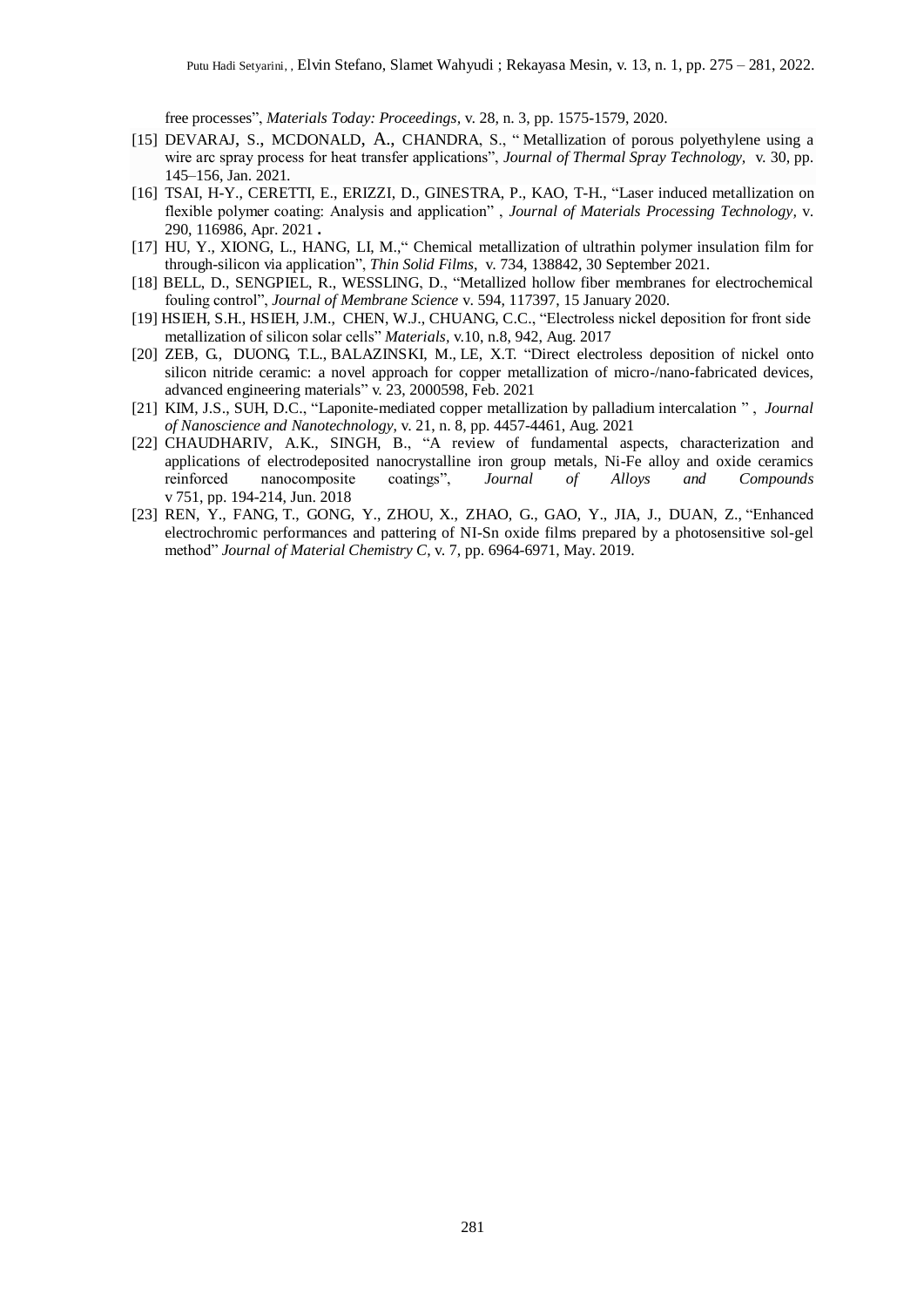free processes", *Materials Today: Proceedings*, v. 28, n. 3, pp. 1575-1579, 2020.

[15] DEVARAJ, S., MCDONALD, A., CHANDRA, S., " Metallization of porous polyethylene using a wire arc spray process for heat transfer applications", *Journal of Thermal Spray Technology*, v. 30, pp. 145–156, Jan. 2021.

[16] TSAI, H-Y., CERETTI, E., ERIZZI, D., GINESTRA, P., KAO, T-H., "Laser induced metallization on flexible polymer coating: Analysis and application" , *Journal of Materials Processing Technology*, v. 290, 116986, Apr. 2021 **.**

[17] HU, Y., XIONG, L., HANG, LI, M.," Chemical metallization of ultrathin polymer insulation film for through-silicon via application", *Thin Solid Films*, v. 734, 138842, 30 September 2021.

[18] BELL, D., SENGPIEL, R., WESSLING, D., "Metallized hollow fiber membranes for electrochemical fouling control", *Journal of Membrane Science* v. 594, 117397, 15 January 2020.

[19] HSIEH, S.H., HSIEH, J.M., CHEN, W.J., CHUANG, C.C., "Electroless nickel deposition for front side metallization of silicon solar cells" *Materials*, v.10, n.8, 942, Aug. 2017

[20] ZEB, G., DUONG, T.L., BALAZINSKI, M., LE, X.T. "Direct electroless deposition of nickel onto silicon nitride ceramic: a novel approach for copper metallization of micro-/nano-fabricated devices, advanced engineering materials" v. 23, 2000598, Feb. 2021

[21] KIM, J.S., SUH, D.C., "Laponite-mediated copper metallization by palladium intercalation " , *Journal of Nanoscience and Nanotechnology*, v. 21, n. 8, pp. 4457-4461, Aug. 2021

[22] CHAUDHARIV, A.K., SINGH, B., "A review of fundamental aspects, characterization and applications of electrodeposited nanocrystalline iron group metals, Ni-Fe alloy and oxide ceramics reinforced nanocomposite coatings", *Journal of Alloys and Compounds* v 751, pp. 194-214, Jun. 2018

[23] REN, Y., FANG, T., GONG, Y., ZHOU, X., ZHAO, G., GAO, Y., JIA, J., DUAN, Z., "Enhanced electrochromic performances and pattering of NI-Sn oxide films prepared by a photosensitive sol-gel method" *Journal of Material Chemistry C*, v. 7, pp. 6964-6971, May. 2019.